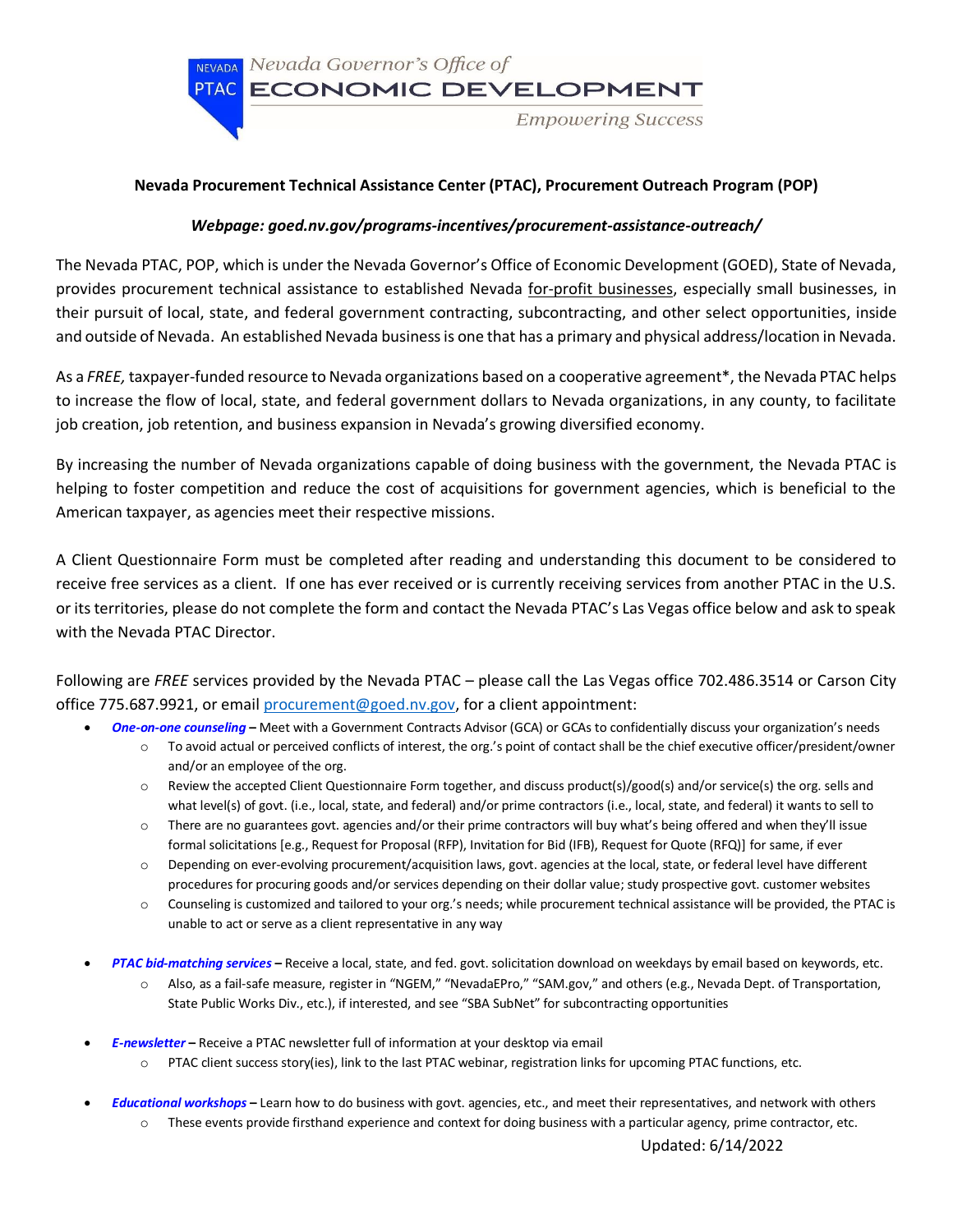Nevada PTAC

Nevada Governor's Office of **ECONOMIC DEVELOPMENT**

*Empowering Success*

**Nevada Procurement Technical Assistance Center (PTAC), Procurement Outreach Program (POP)**

***Webpage: goed.nv.gov/programs-incentives/procurement-assistance-outreach/***

The Nevada PTAC, POP, which is under the Nevada Governor's Office of Economic Development (GOED), State of Nevada, provides procurement technical assistance to established Nevada for-profit businesses, especially small businesses, in their pursuit of local, state, and federal government contracting, subcontracting, and other select opportunities, inside and outside of Nevada. An established Nevada business is one that has a primary and physical address/location in Nevada.

As a *FREE,* taxpayer-funded resource to Nevada organizations based on a cooperative agreement*, the Nevada PTAC helps to increase the flow of local, state, and federal government dollars to Nevada organizations, in any county, to facilitate job creation, job retention, and business expansion in Nevada's growing diversified economy.

By increasing the number of Nevada organizations capable of doing business with the government, the Nevada PTAC is helping to foster competition and reduce the cost of acquisitions for government agencies, which is beneficial to the American taxpayer, as agencies meet their respective missions.

A Client Questionnaire Form must be completed after reading and understanding this document to be considered to receive free services as a client. If one has ever received or is currently receiving services from another PTAC in the U.S. or its territories, please do not complete the form and contact the Nevada PTAC's Las Vegas office below and ask to speak with the Nevada PTAC Director.

Following are *FREE* services provided by the Nevada PTAC – please call the Las Vegas office 702.486.3514 or Carson City office 775.687.9921, or email procurement@goed.nv.gov, for a client appointment:

- ***One-on-one counseling*** – Meet with a Government Contracts Advisor (GCA) or GCAs to confidentially discuss your organization's needs
  - To avoid actual or perceived conflicts of interest, the org.'s point of contact shall be the chief executive officer/president/owner and/or an employee of the org.
  - Review the accepted Client Questionnaire Form together, and discuss product(s)/good(s) and/or service(s) the org. sells and what level(s) of govt. (i.e., local, state, and federal) and/or prime contractors (i.e., local, state, and federal) it wants to sell to
  - There are no guarantees govt. agencies and/or their prime contractors will buy what's being offered and when they'll issue formal solicitations [e.g., Request for Proposal (RFP), Invitation for Bid (IFB), Request for Quote (RFQ)] for same, if ever
  - Depending on ever-evolving procurement/acquisition laws, govt. agencies at the local, state, or federal level have different procedures for procuring goods and/or services depending on their dollar value; study prospective govt. customer websites
  - Counseling is customized and tailored to your org.'s needs; while procurement technical assistance will be provided, the PTAC is unable to act or serve as a client representative in any way

- ***PTAC bid-matching services*** – Receive a local, state, and fed. govt. solicitation download on weekdays by email based on keywords, etc.
  - Also, as a fail-safe measure, register in "NGEM," "NevadaEPro," "SAM.gov," and others (e.g., Nevada Dept. of Transportation, State Public Works Div., etc.), if interested, and see "SBA SubNet" for subcontracting opportunities

- ***E-newsletter*** – Receive a PTAC newsletter full of information at your desktop via email
  - PTAC client success story(ies), link to the last PTAC webinar, registration links for upcoming PTAC functions, etc.

- ***Educational workshops*** – Learn how to do business with govt. agencies, etc., and meet their representatives, and network with others
  - These events provide firsthand experience and context for doing business with a particular agency, prime contractor, etc.

Updated: 6/14/2022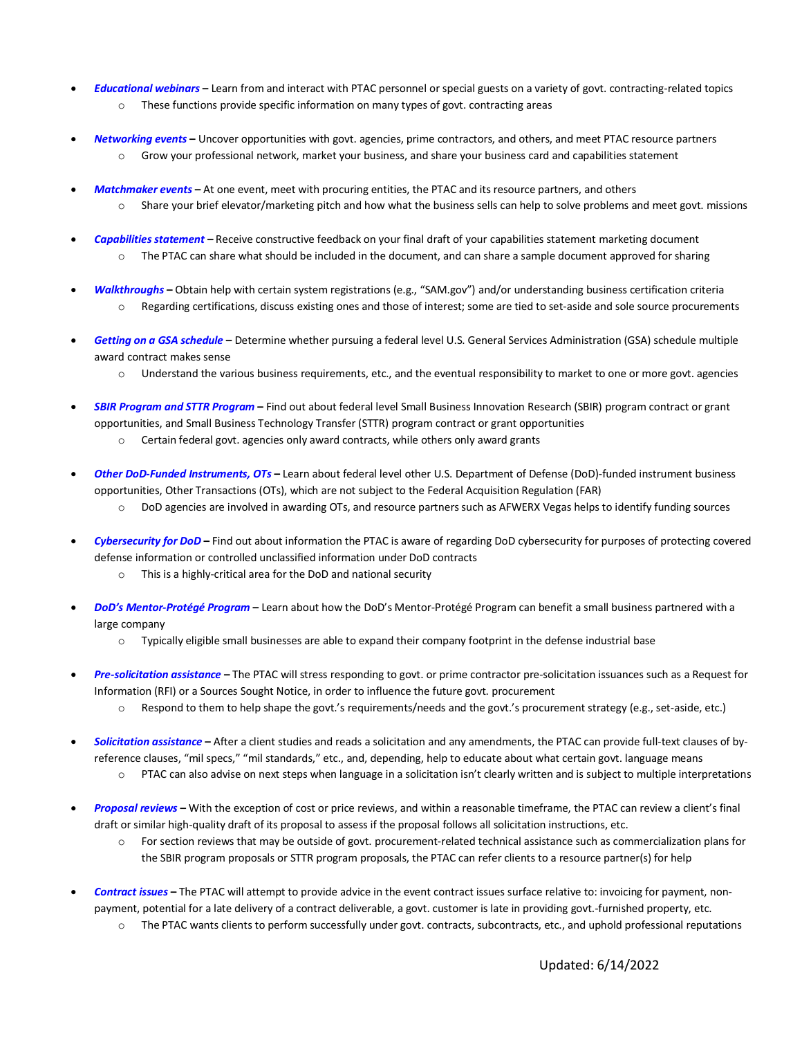- ***Educational webinars*** **–** Learn from and interact with PTAC personnel or special guests on a variety of govt. contracting-related topics
  - These functions provide specific information on many types of govt. contracting areas

- ***Networking events*** **–** Uncover opportunities with govt. agencies, prime contractors, and others, and meet PTAC resource partners
  - Grow your professional network, market your business, and share your business card and capabilities statement

- ***Matchmaker events*** **–** At one event, meet with procuring entities, the PTAC and its resource partners, and others
  - Share your brief elevator/marketing pitch and how what the business sells can help to solve problems and meet govt. missions

- ***Capabilities statement*** **–** Receive constructive feedback on your final draft of your capabilities statement marketing document
  - The PTAC can share what should be included in the document, and can share a sample document approved for sharing

- ***Walkthroughs*** **–** Obtain help with certain system registrations (e.g., "SAM.gov") and/or understanding business certification criteria
  - Regarding certifications, discuss existing ones and those of interest; some are tied to set-aside and sole source procurements

- ***Getting on a GSA schedule*** **–** Determine whether pursuing a federal level U.S. General Services Administration (GSA) schedule multiple award contract makes sense
  - Understand the various business requirements, etc., and the eventual responsibility to market to one or more govt. agencies

- ***SBIR Program and STTR Program*** **–** Find out about federal level Small Business Innovation Research (SBIR) program contract or grant opportunities, and Small Business Technology Transfer (STTR) program contract or grant opportunities
  - Certain federal govt. agencies only award contracts, while others only award grants

- ***Other DoD-Funded Instruments, OTs*** **–** Learn about federal level other U.S. Department of Defense (DoD)-funded instrument business opportunities, Other Transactions (OTs), which are not subject to the Federal Acquisition Regulation (FAR)
  - DoD agencies are involved in awarding OTs, and resource partners such as AFWERX Vegas helps to identify funding sources

- ***Cybersecurity for DoD*** **–** Find out about information the PTAC is aware of regarding DoD cybersecurity for purposes of protecting covered defense information or controlled unclassified information under DoD contracts
  - This is a highly-critical area for the DoD and national security

- ***DoD's Mentor-Protégé Program*** **–** Learn about how the DoD's Mentor-Protégé Program can benefit a small business partnered with a large company
  - Typically eligible small businesses are able to expand their company footprint in the defense industrial base

- ***Pre-solicitation assistance*** **–** The PTAC will stress responding to govt. or prime contractor pre-solicitation issuances such as a Request for Information (RFI) or a Sources Sought Notice, in order to influence the future govt. procurement
  - Respond to them to help shape the govt.'s requirements/needs and the govt.'s procurement strategy (e.g., set-aside, etc.)

- ***Solicitation assistance*** **–** After a client studies and reads a solicitation and any amendments, the PTAC can provide full-text clauses of by-reference clauses, "mil specs," "mil standards," etc., and, depending, help to educate about what certain govt. language means
  - PTAC can also advise on next steps when language in a solicitation isn't clearly written and is subject to multiple interpretations

- ***Proposal reviews*** **–** With the exception of cost or price reviews, and within a reasonable timeframe, the PTAC can review a client's final draft or similar high-quality draft of its proposal to assess if the proposal follows all solicitation instructions, etc.
  - For section reviews that may be outside of govt. procurement-related technical assistance such as commercialization plans for the SBIR program proposals or STTR program proposals, the PTAC can refer clients to a resource partner(s) for help

- ***Contract issues*** **–** The PTAC will attempt to provide advice in the event contract issues surface relative to: invoicing for payment, non-payment, potential for a late delivery of a contract deliverable, a govt. customer is late in providing govt.-furnished property, etc.
  - The PTAC wants clients to perform successfully under govt. contracts, subcontracts, etc., and uphold professional reputations

Updated: 6/14/2022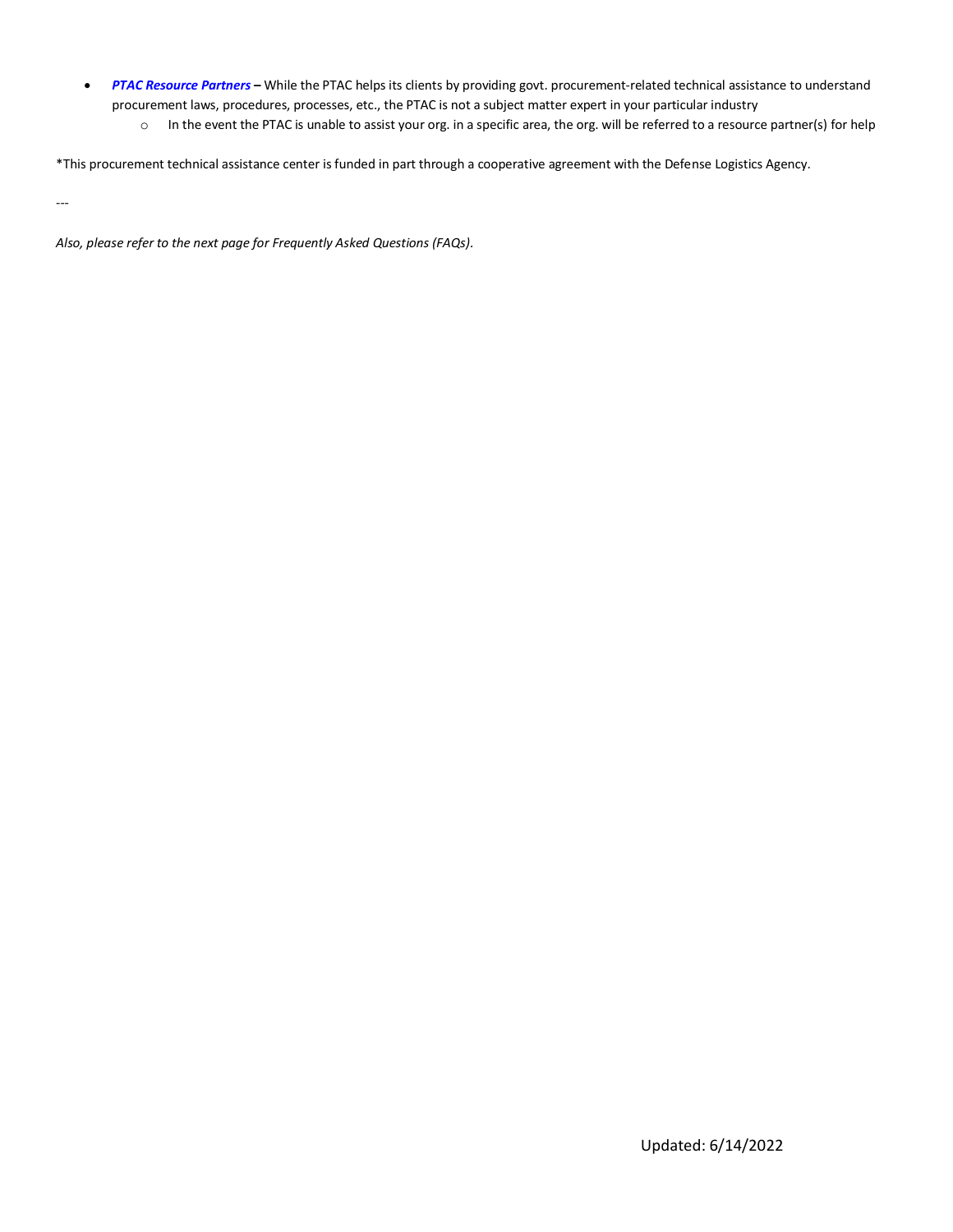- ***PTAC Resource Partners*** **–** While the PTAC helps its clients by providing govt. procurement-related technical assistance to understand procurement laws, procedures, processes, etc., the PTAC is not a subject matter expert in your particular industry
  - In the event the PTAC is unable to assist your org. in a specific area, the org. will be referred to a resource partner(s) for help

*This procurement technical assistance center is funded in part through a cooperative agreement with the Defense Logistics Agency.

---

*Also, please refer to the next page for Frequently Asked Questions (FAQs).*

Updated: 6/14/2022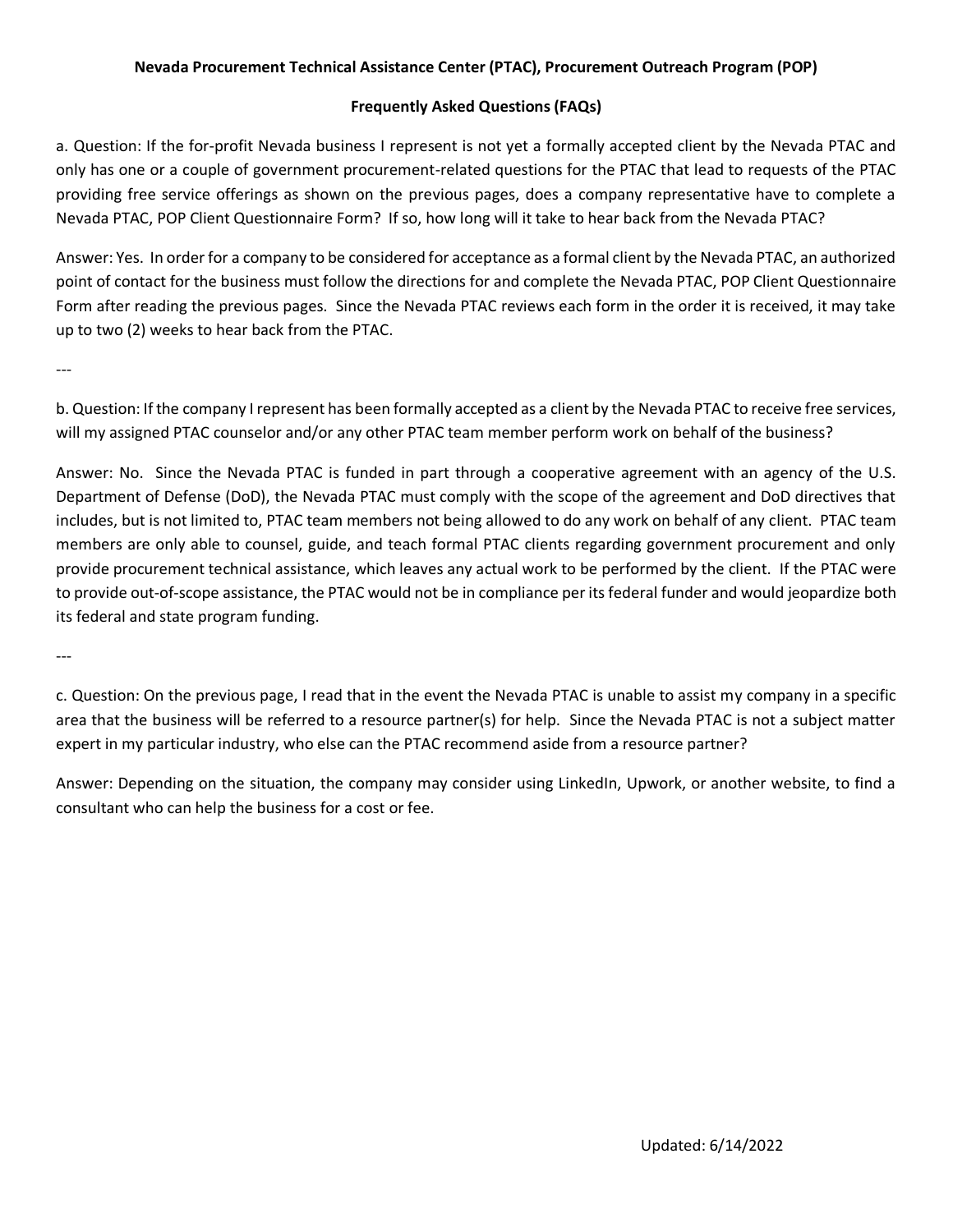**Nevada Procurement Technical Assistance Center (PTAC), Procurement Outreach Program (POP)**

**Frequently Asked Questions (FAQs)**

a. Question: If the for-profit Nevada business I represent is not yet a formally accepted client by the Nevada PTAC and only has one or a couple of government procurement-related questions for the PTAC that lead to requests of the PTAC providing free service offerings as shown on the previous pages, does a company representative have to complete a Nevada PTAC, POP Client Questionnaire Form? If so, how long will it take to hear back from the Nevada PTAC?

Answer: Yes. In order for a company to be considered for acceptance as a formal client by the Nevada PTAC, an authorized point of contact for the business must follow the directions for and complete the Nevada PTAC, POP Client Questionnaire Form after reading the previous pages. Since the Nevada PTAC reviews each form in the order it is received, it may take up to two (2) weeks to hear back from the PTAC.

---

b. Question: If the company I represent has been formally accepted as a client by the Nevada PTAC to receive free services, will my assigned PTAC counselor and/or any other PTAC team member perform work on behalf of the business?

Answer: No. Since the Nevada PTAC is funded in part through a cooperative agreement with an agency of the U.S. Department of Defense (DoD), the Nevada PTAC must comply with the scope of the agreement and DoD directives that includes, but is not limited to, PTAC team members not being allowed to do any work on behalf of any client. PTAC team members are only able to counsel, guide, and teach formal PTAC clients regarding government procurement and only provide procurement technical assistance, which leaves any actual work to be performed by the client. If the PTAC were to provide out-of-scope assistance, the PTAC would not be in compliance per its federal funder and would jeopardize both its federal and state program funding.

---

c. Question: On the previous page, I read that in the event the Nevada PTAC is unable to assist my company in a specific area that the business will be referred to a resource partner(s) for help. Since the Nevada PTAC is not a subject matter expert in my particular industry, who else can the PTAC recommend aside from a resource partner?

Answer: Depending on the situation, the company may consider using LinkedIn, Upwork, or another website, to find a consultant who can help the business for a cost or fee.

Updated: 6/14/2022